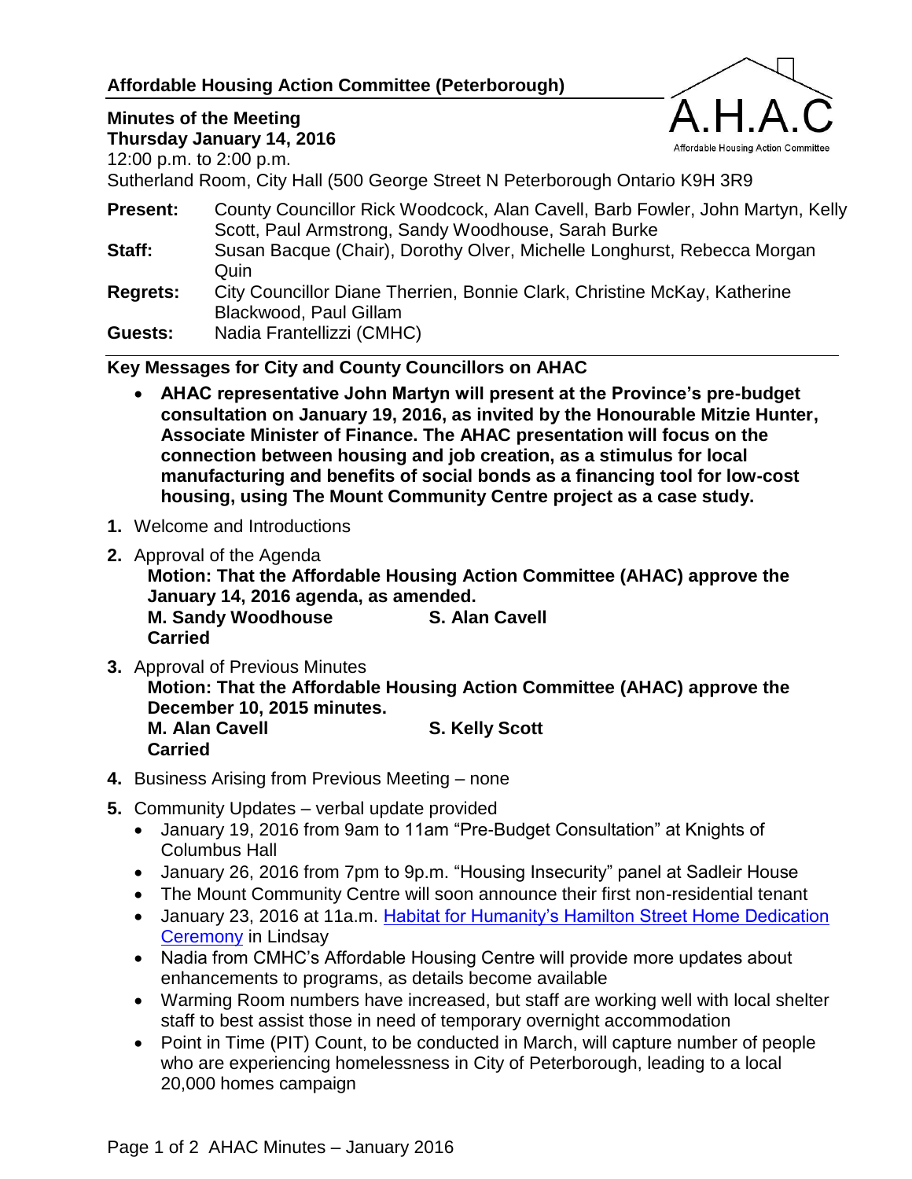# Affordable Housing Action Committee (Peterborough)

**Minutes of the Meeting**
**Thursday January 14, 2016**
12:00 p.m. to 2:00 p.m.
Sutherland Room, City Hall (500 George Street N Peterborough Ontario K9H 3R9

**Present:** County Councillor Rick Woodcock, Alan Cavell, Barb Fowler, John Martyn, Kelly Scott, Paul Armstrong, Sandy Woodhouse, Sarah Burke

**Staff:** Susan Bacque (Chair), Dorothy Olver, Michelle Longhurst, Rebecca Morgan Quin

**Regrets:** City Councillor Diane Therrien, Bonnie Clark, Christine McKay, Katherine Blackwood, Paul Gillam

**Guests:** Nadia Frantellizzi (CMHC)

---

**Key Messages for City and County Councillors on AHAC**

- **AHAC representative John Martyn will present at the Province's pre-budget consultation on January 19, 2016, as invited by the Honourable Mitzie Hunter, Associate Minister of Finance. The AHAC presentation will focus on the connection between housing and job creation, as a stimulus for local manufacturing and benefits of social bonds as a financing tool for low-cost housing, using The Mount Community Centre project as a case study.**

1. Welcome and Introductions
2. Approval of the Agenda
   **Motion: That the Affordable Housing Action Committee (AHAC) approve the January 14, 2016 agenda, as amended.**
   **M. Sandy Woodhouse S. Alan Cavell**
   **Carried**
3. Approval of Previous Minutes
   **Motion: That the Affordable Housing Action Committee (AHAC) approve the December 10, 2015 minutes.**
   **M. Alan Cavell S. Kelly Scott**
   **Carried**
4. Business Arising from Previous Meeting – none
5. Community Updates – verbal update provided
   - January 19, 2016 from 9am to 11am "Pre-Budget Consultation" at Knights of Columbus Hall
   - January 26, 2016 from 7pm to 9p.m. "Housing Insecurity" panel at Sadleir House
   - The Mount Community Centre will soon announce their first non-residential tenant
   - January 23, 2016 at 11a.m. Habitat for Humanity's Hamilton Street Home Dedication Ceremony in Lindsay
   - Nadia from CMHC's Affordable Housing Centre will provide more updates about enhancements to programs, as details become available
   - Warming Room numbers have increased, but staff are working well with local shelter staff to best assist those in need of temporary overnight accommodation
   - Point in Time (PIT) Count, to be conducted in March, will capture number of people who are experiencing homelessness in City of Peterborough, leading to a local 20,000 homes campaign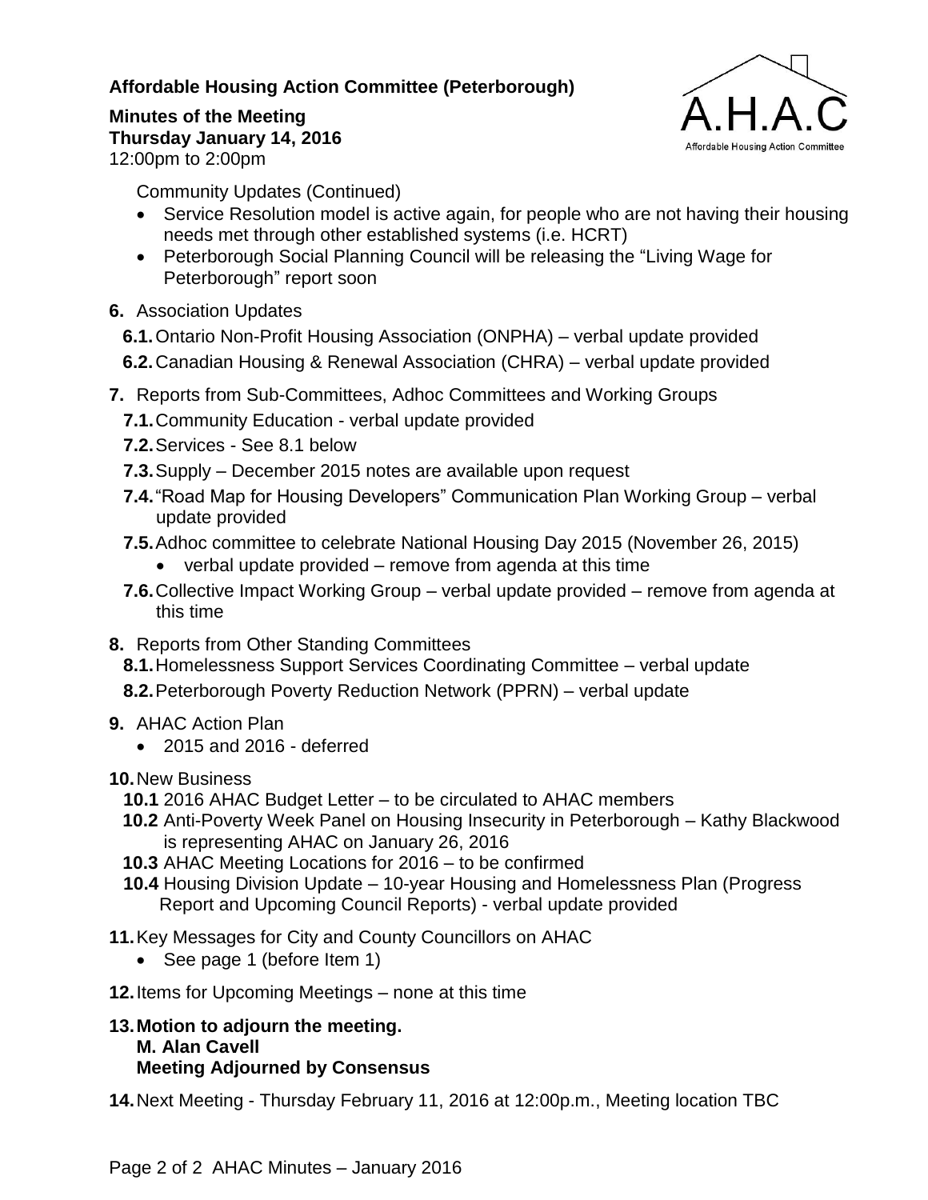**Affordable Housing Action Committee (Peterborough)**

**Minutes of the Meeting**
**Thursday January 14, 2016**
12:00pm to 2:00pm

Community Updates (Continued)

- Service Resolution model is active again, for people who are not having their housing needs met through other established systems (i.e. HCRT)
- Peterborough Social Planning Council will be releasing the "Living Wage for Peterborough" report soon

**6.** Association Updates

- **6.1.** Ontario Non-Profit Housing Association (ONPHA) – verbal update provided
- **6.2.** Canadian Housing & Renewal Association (CHRA) – verbal update provided

**7.** Reports from Sub-Committees, Adhoc Committees and Working Groups

- **7.1.** Community Education - verbal update provided
- **7.2.** Services - See 8.1 below
- **7.3.** Supply – December 2015 notes are available upon request
- **7.4.** "Road Map for Housing Developers" Communication Plan Working Group – verbal update provided
- **7.5.** Adhoc committee to celebrate National Housing Day 2015 (November 26, 2015)
  - verbal update provided – remove from agenda at this time
- **7.6.** Collective Impact Working Group – verbal update provided – remove from agenda at this time

**8.** Reports from Other Standing Committees

- **8.1.** Homelessness Support Services Coordinating Committee – verbal update
- **8.2.** Peterborough Poverty Reduction Network (PPRN) – verbal update

**9.** AHAC Action Plan

- 2015 and 2016 - deferred

**10.** New Business

- **10.1** 2016 AHAC Budget Letter – to be circulated to AHAC members
- **10.2** Anti-Poverty Week Panel on Housing Insecurity in Peterborough – Kathy Blackwood is representing AHAC on January 26, 2016
- **10.3** AHAC Meeting Locations for 2016 – to be confirmed
- **10.4** Housing Division Update – 10-year Housing and Homelessness Plan (Progress Report and Upcoming Council Reports) - verbal update provided

**11.** Key Messages for City and County Councillors on AHAC

- See page 1 (before Item 1)

**12.** Items for Upcoming Meetings – none at this time

**13. Motion to adjourn the meeting.**
**M. Alan Cavell**
**Meeting Adjourned by Consensus**

**14.** Next Meeting - Thursday February 11, 2016 at 12:00p.m., Meeting location TBC